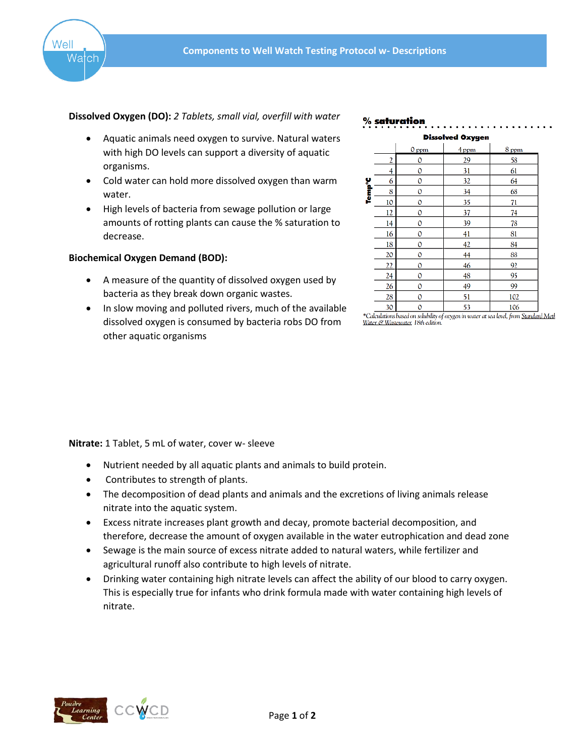# Components to Well Watch Testing Protocol w- Descriptions

**Dissolved Oxygen (DO):** *2 Tablets, small vial, overfill with water*

- Aquatic animals need oxygen to survive. Natural waters with high DO levels can support a diversity of aquatic organisms.
- Cold water can hold more dissolved oxygen than warm water.
- High levels of bacteria from sewage pollution or large amounts of rotting plants can cause the % saturation to decrease.

**% saturation**

**Dissolved Oxygen**

| Temp°C | 0 ppm | 4 ppm | 8 ppm |
|---|---|---|---|
| 2 | 0 | 29 | 58 |
| 4 | 0 | 31 | 61 |
| 6 | 0 | 32 | 64 |
| 8 | 0 | 34 | 68 |
| 10 | 0 | 35 | 71 |
| 12 | 0 | 37 | 74 |
| 14 | 0 | 39 | 78 |
| 16 | 0 | 41 | 81 |
| 18 | 0 | 42 | 84 |
| 20 | 0 | 44 | 88 |
| 22 | 0 | 46 | 92 |
| 24 | 0 | 48 | 95 |
| 26 | 0 | 49 | 99 |
| 28 | 0 | 51 | 102 |
| 30 | 0 | 53 | 106 |

*\*Calculations based on solubility of oxygen in water at sea level, from Standard Meth Water & Wastewater, 18th edition.*

**Biochemical Oxygen Demand (BOD):**

- A measure of the quantity of dissolved oxygen used by bacteria as they break down organic wastes.
- In slow moving and polluted rivers, much of the available dissolved oxygen is consumed by bacteria robs DO from other aquatic organisms

**Nitrate:** 1 Tablet, 5 mL of water, cover w- sleeve

- Nutrient needed by all aquatic plants and animals to build protein.
- Contributes to strength of plants.
- The decomposition of dead plants and animals and the excretions of living animals release nitrate into the aquatic system.
- Excess nitrate increases plant growth and decay, promote bacterial decomposition, and therefore, decrease the amount of oxygen available in the water eutrophication and dead zone
- Sewage is the main source of excess nitrate added to natural waters, while fertilizer and agricultural runoff also contribute to high levels of nitrate.
- Drinking water containing high nitrate levels can affect the ability of our blood to carry oxygen. This is especially true for infants who drink formula made with water containing high levels of nitrate.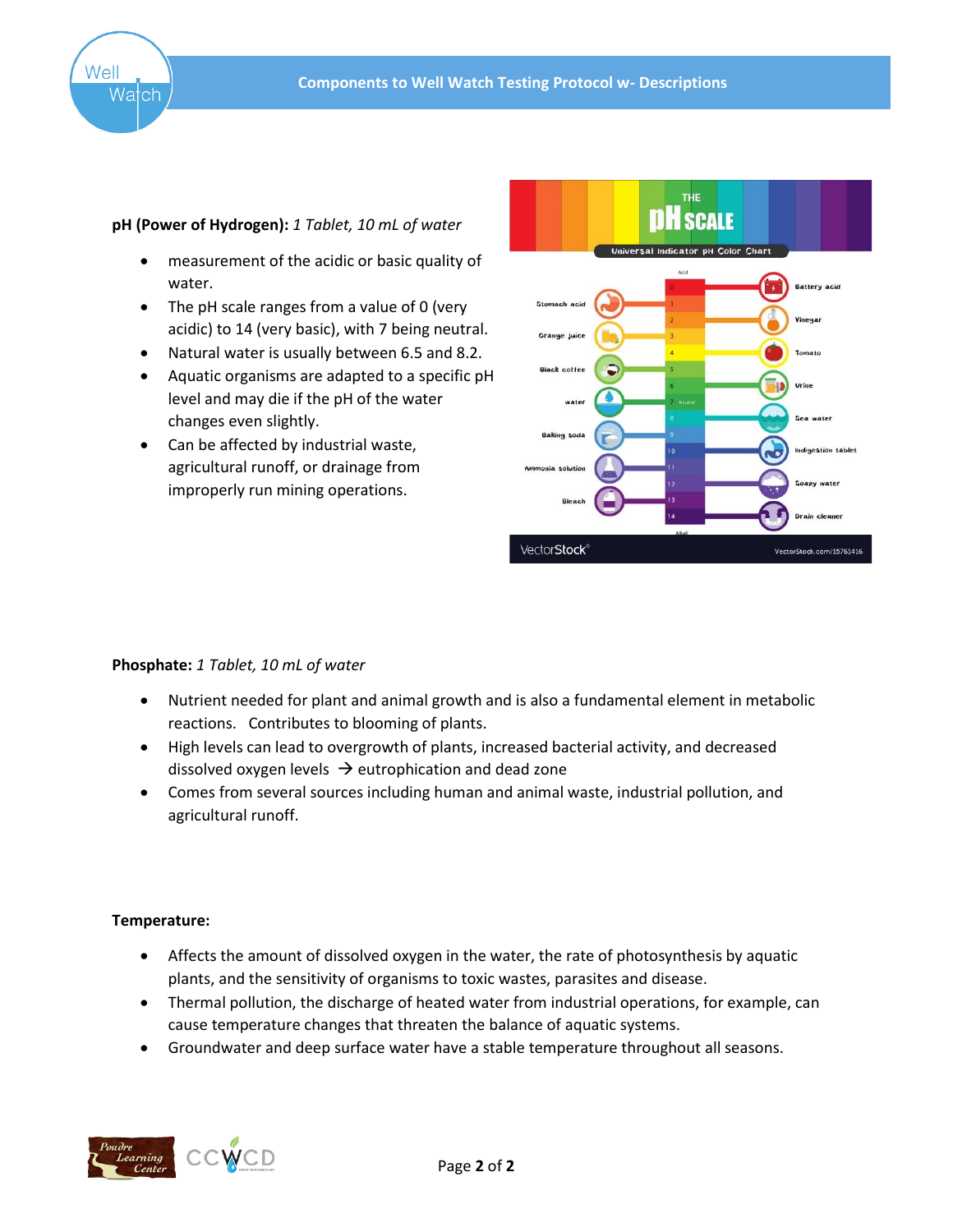**pH (Power of Hydrogen):** *1 Tablet, 10 mL of water*

- measurement of the acidic or basic quality of water.
- The pH scale ranges from a value of 0 (very acidic) to 14 (very basic), with 7 being neutral.
- Natural water is usually between 6.5 and 8.2.
- Aquatic organisms are adapted to a specific pH level and may die if the pH of the water changes even slightly.
- Can be affected by industrial waste, agricultural runoff, or drainage from improperly run mining operations.

THE
pH SCALE
Universal Indicator pH Color Chart
Acid
Stomach acid
Orange juice
Black coffee
water
Baking soda
Ammonia solution
Bleach
0
1
2
3
4
5
6
7 Neutral
8
9
10
11
12
13
14
Alkali
Battery acid
Vinegar
Tomato
Urine
Sea water
Indigestion tablet
Soapy water
Drain cleaner
VectorStock®
VectorStock.com/15761416

**Phosphate:** *1 Tablet, 10 mL of water*

- Nutrient needed for plant and animal growth and is also a fundamental element in metabolic reactions. Contributes to blooming of plants.
- High levels can lead to overgrowth of plants, increased bacterial activity, and decreased dissolved oxygen levels → eutrophication and dead zone
- Comes from several sources including human and animal waste, industrial pollution, and agricultural runoff.

**Temperature:**

- Affects the amount of dissolved oxygen in the water, the rate of photosynthesis by aquatic plants, and the sensitivity of organisms to toxic wastes, parasites and disease.
- Thermal pollution, the discharge of heated water from industrial operations, for example, can cause temperature changes that threaten the balance of aquatic systems.
- Groundwater and deep surface water have a stable temperature throughout all seasons.